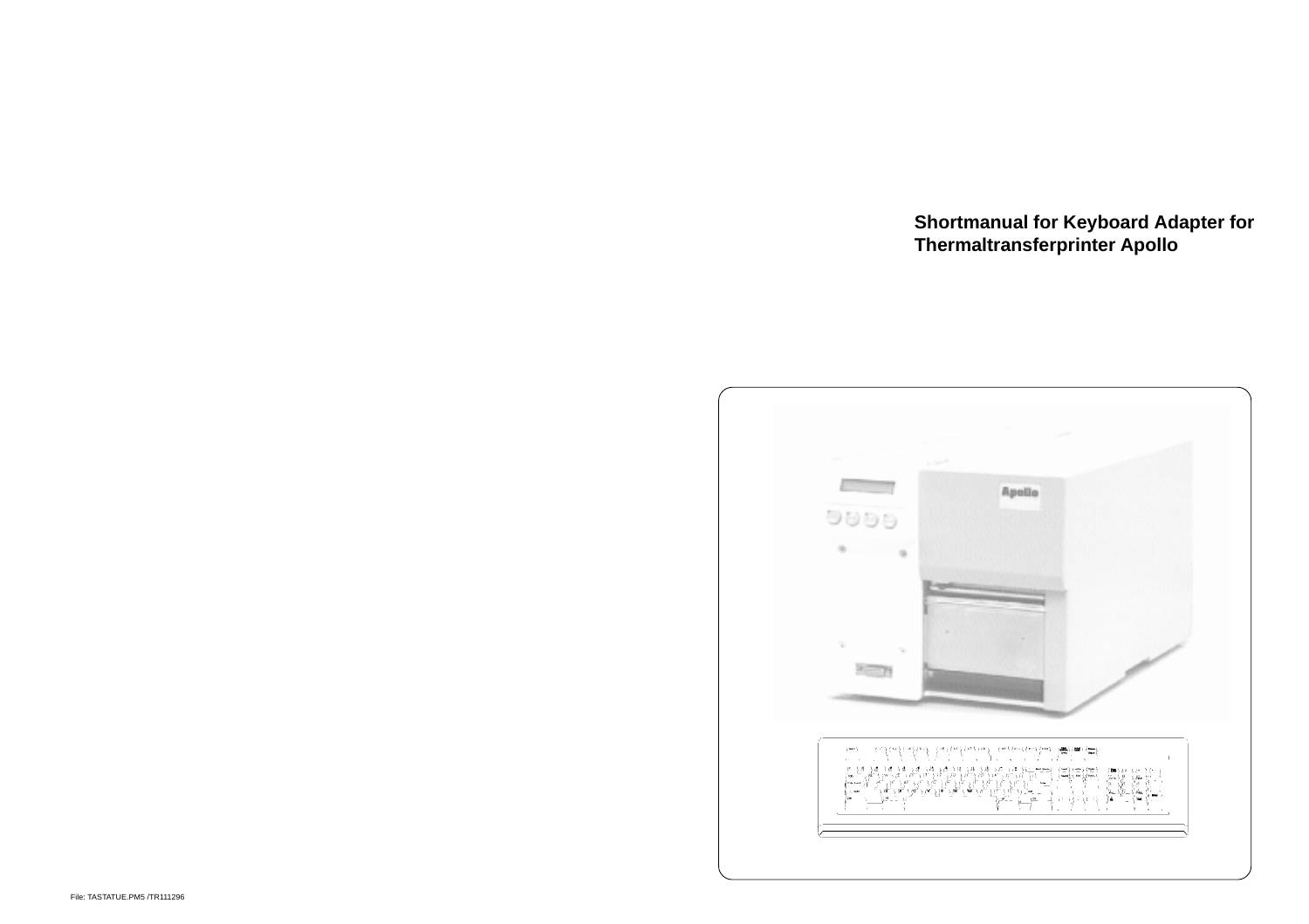# Shortmanual for Keyboard Adapter for Thermaltransferprinter Apollo

File: TASTATUE.PM5 /TR111296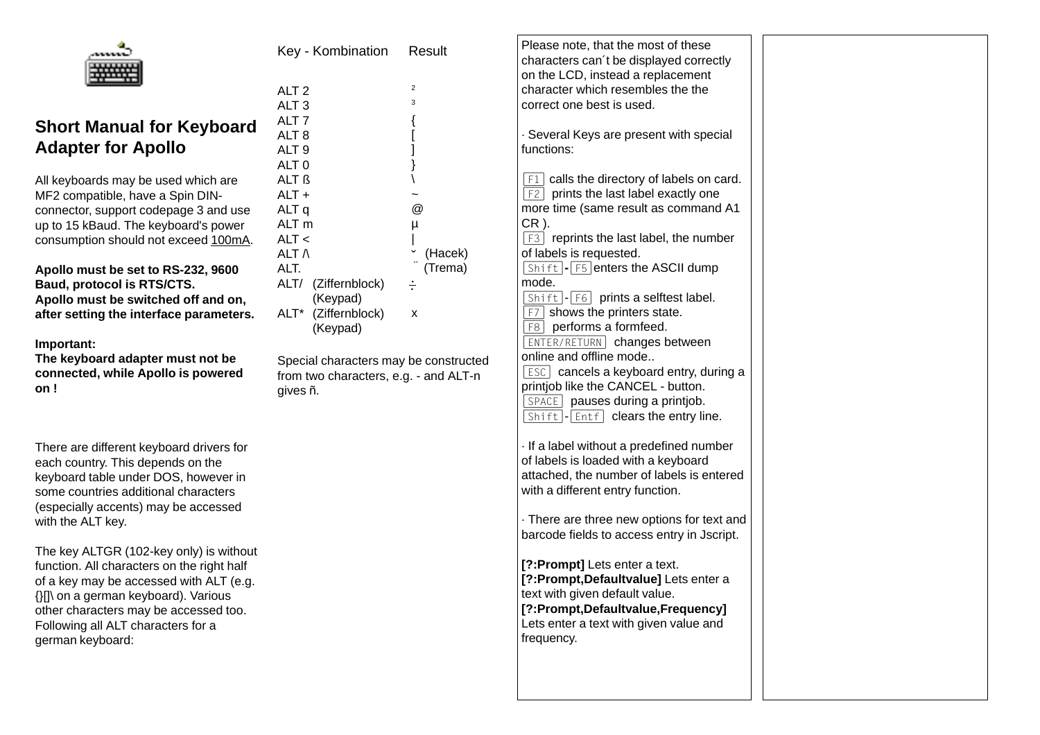## Short Manual for Keyboard Adapter for Apollo

All keyboards may be used which are MF2 compatible, have a Spin DIN-connector, support codepage 3 and use up to 15 kBaud. The keyboard's power consumption should not exceed 100mA.

**Apollo must be set to RS-232, 9600 Baud, protocol is RTS/CTS.**
**Apollo must be switched off and on, after setting the interface parameters.**

**Important:**
**The keyboard adapter must not be connected, while Apollo is powered on !**

There are different keyboard drivers for each country. This depends on the keyboard table under DOS, however in some countries additional characters (especially accents) may be accessed with the ALT key.

The key ALTGR (102-key only) is without function. All characters on the right half of a key may be accessed with ALT (e.g. {}[]\ on a german keyboard). Various other characters may be accessed too. Following all ALT characters for a german keyboard:

| Key - Kombination | Result |
|---|---|
| ALT 2 | ² |
| ALT 3 | ³ |
| ALT 7 | { |
| ALT 8 | [ |
| ALT 9 | ] |
| ALT 0 | } |
| ALT ß | \ |
| ALT + | ~ |
| ALT q | @ |
| ALT m | µ |
| ALT < | \| |
| ALT /\ | ˇ (Hacek) |
| ALT. | ¨ (Trema) |
| ALT/ (Ziffernblock) (Keypad) | ÷ |
| ALT* (Ziffernblock) (Keypad) | x |

Special characters may be constructed from two characters, e.g. - and ALT-n gives ñ.

Please note, that the most of these characters can´t be displayed correctly on the LCD, instead a replacement character which resembles the the correct one best is used.

· Several Keys are present with special functions:

F1 calls the directory of labels on card.
F2 prints the last label exactly one more time (same result as command A1 CR ).
F3 reprints the last label, the number of labels is requested.
Shift-F5 enters the ASCII dump mode.
Shift-F6 prints a selftest label.
F7 shows the printers state.
F8 performs a formfeed.
ENTER/RETURN changes between online and offline mode..
ESC cancels a keyboard entry, during a printjob like the CANCEL - button.
SPACE pauses during a printjob.
Shift-Entf clears the entry line.

· If a label without a predefined number of labels is loaded with a keyboard attached, the number of labels is entered with a different entry function.

· There are three new options for text and barcode fields to access entry in Jscript.

**[?:Prompt]** Lets enter a text.
**[?:Prompt,Defaultvalue]** Lets enter a text with given default value.
**[?:Prompt,Defaultvalue,Frequency]** Lets enter a text with given value and frequency.